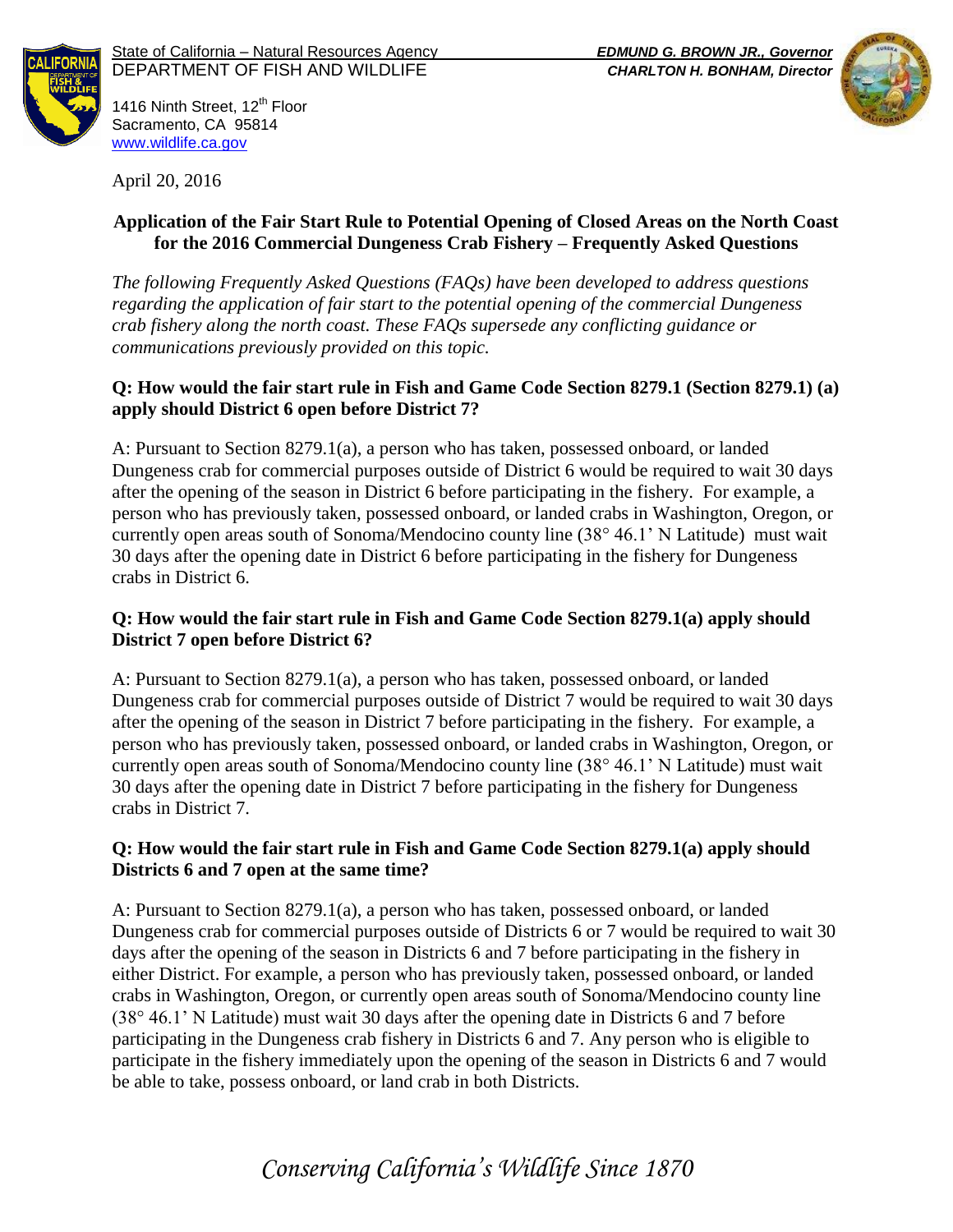State of California – Natural Resources Agency
DEPARTMENT OF FISH AND WILDLIFE
1416 Ninth Street, 12th Floor
Sacramento, CA 95814
www.wildlife.ca.gov

***EDMUND G. BROWN JR., Governor***
***CHARLTON H. BONHAM, Director***

April 20, 2016

## Application of the Fair Start Rule to Potential Opening of Closed Areas on the North Coast for the 2016 Commercial Dungeness Crab Fishery – Frequently Asked Questions

*The following Frequently Asked Questions (FAQs) have been developed to address questions regarding the application of fair start to the potential opening of the commercial Dungeness crab fishery along the north coast. These FAQs supersede any conflicting guidance or communications previously provided on this topic.*

**Q: How would the fair start rule in Fish and Game Code Section 8279.1 (Section 8279.1) (a) apply should District 6 open before District 7?**

A: Pursuant to Section 8279.1(a), a person who has taken, possessed onboard, or landed Dungeness crab for commercial purposes outside of District 6 would be required to wait 30 days after the opening of the season in District 6 before participating in the fishery. For example, a person who has previously taken, possessed onboard, or landed crabs in Washington, Oregon, or currently open areas south of Sonoma/Mendocino county line (38° 46.1' N Latitude) must wait 30 days after the opening date in District 6 before participating in the fishery for Dungeness crabs in District 6.

**Q: How would the fair start rule in Fish and Game Code Section 8279.1(a) apply should District 7 open before District 6?**

A: Pursuant to Section 8279.1(a), a person who has taken, possessed onboard, or landed Dungeness crab for commercial purposes outside of District 7 would be required to wait 30 days after the opening of the season in District 7 before participating in the fishery. For example, a person who has previously taken, possessed onboard, or landed crabs in Washington, Oregon, or currently open areas south of Sonoma/Mendocino county line (38° 46.1' N Latitude) must wait 30 days after the opening date in District 7 before participating in the fishery for Dungeness crabs in District 7.

**Q: How would the fair start rule in Fish and Game Code Section 8279.1(a) apply should Districts 6 and 7 open at the same time?**

A: Pursuant to Section 8279.1(a), a person who has taken, possessed onboard, or landed Dungeness crab for commercial purposes outside of Districts 6 or 7 would be required to wait 30 days after the opening of the season in Districts 6 and 7 before participating in the fishery in either District. For example, a person who has previously taken, possessed onboard, or landed crabs in Washington, Oregon, or currently open areas south of Sonoma/Mendocino county line (38° 46.1' N Latitude) must wait 30 days after the opening date in Districts 6 and 7 before participating in the Dungeness crab fishery in Districts 6 and 7. Any person who is eligible to participate in the fishery immediately upon the opening of the season in Districts 6 and 7 would be able to take, possess onboard, or land crab in both Districts.

*Conserving California's Wildlife Since 1870*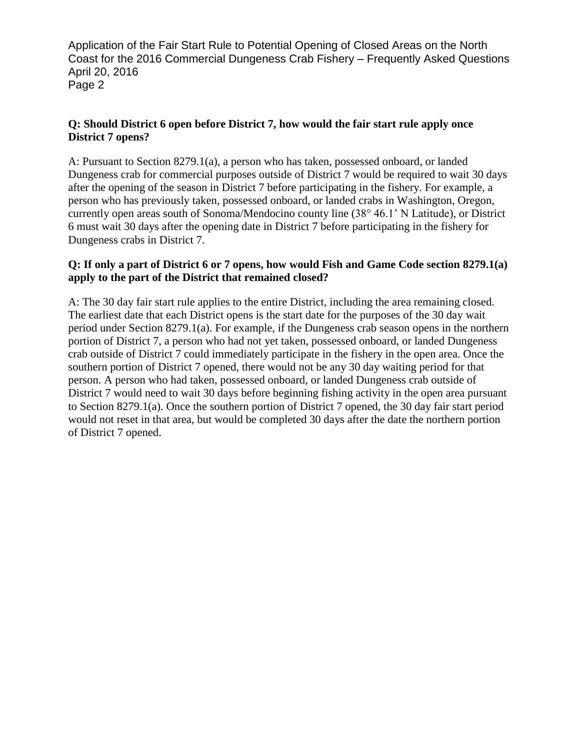**Q: Should District 6 open before District 7, how would the fair start rule apply once District 7 opens?**

A: Pursuant to Section 8279.1(a), a person who has taken, possessed onboard, or landed Dungeness crab for commercial purposes outside of District 7 would be required to wait 30 days after the opening of the season in District 7 before participating in the fishery. For example, a person who has previously taken, possessed onboard, or landed crabs in Washington, Oregon, currently open areas south of Sonoma/Mendocino county line (38° 46.1' N Latitude), or District 6 must wait 30 days after the opening date in District 7 before participating in the fishery for Dungeness crabs in District 7.

**Q: If only a part of District 6 or 7 opens, how would Fish and Game Code section 8279.1(a) apply to the part of the District that remained closed?**

A: The 30 day fair start rule applies to the entire District, including the area remaining closed. The earliest date that each District opens is the start date for the purposes of the 30 day wait period under Section 8279.1(a). For example, if the Dungeness crab season opens in the northern portion of District 7, a person who had not yet taken, possessed onboard, or landed Dungeness crab outside of District 7 could immediately participate in the fishery in the open area. Once the southern portion of District 7 opened, there would not be any 30 day waiting period for that person. A person who had taken, possessed onboard, or landed Dungeness crab outside of District 7 would need to wait 30 days before beginning fishing activity in the open area pursuant to Section 8279.1(a). Once the southern portion of District 7 opened, the 30 day fair start period would not reset in that area, but would be completed 30 days after the date the northern portion of District 7 opened.